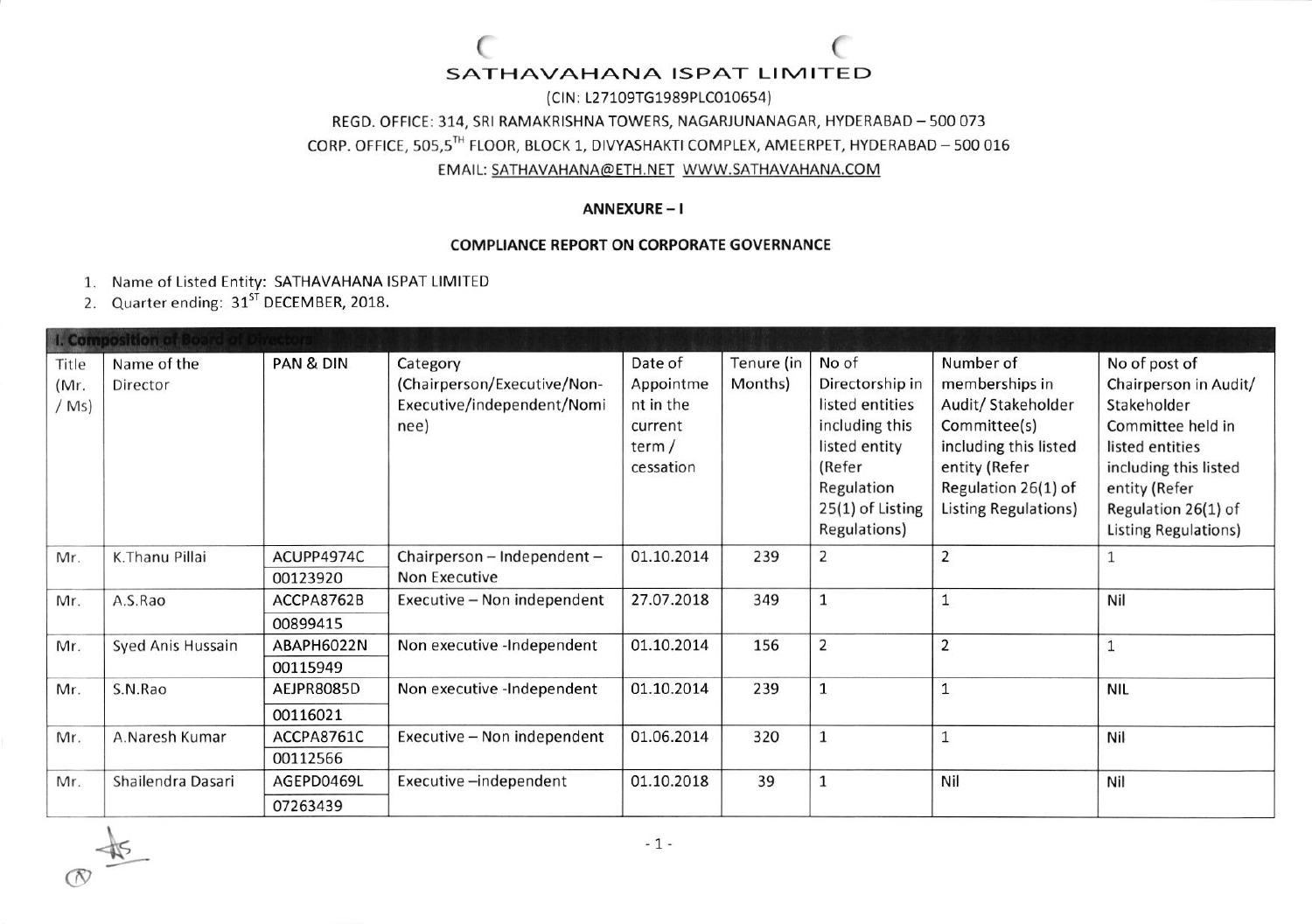# SATHAVAHANA ISPAT LIMITED

(CIN: L27109TG1989PLC010654)

REGD. OFFICE: 314, SRI RAMAKRISHNA TOWERS, NAGARJUNANAGAR, HYDERABAD – 500 073

CORP. OFFICE, 505,5TH FLOOR, BLOCK 1, DIVYASHAKTI COMPLEX, AMEERPET, HYDERABAD – 500 016

EMAIL: SATHAVAHANA@ETH.NET WWW.SATHAVAHANA.COM

## ANNEXURE – I

## COMPLIANCE REPORT ON CORPORATE GOVERNANCE

1. Name of Listed Entity: SATHAVAHANA ISPAT LIMITED
2. Quarter ending: 31ST DECEMBER, 2018.

| I. Composition of Board of Directors | | | | | | | | |
|---|---|---|---|---|---|---|---|---|
| Title (Mr. / Ms) | Name of the Director | PAN & DIN | Category (Chairperson/Executive/Non-Executive/independent/Nominee) | Date of Appointment in the current term / cessation | Tenure (in Months) | No of Directorship in listed entities including this listed entity (Refer Regulation 25(1) of Listing Regulations) | Number of memberships in Audit/ Stakeholder Committee(s) including this listed entity (Refer Regulation 26(1) of Listing Regulations) | No of post of Chairperson in Audit/ Stakeholder Committee held in listed entities including this listed entity (Refer Regulation 26(1) of Listing Regulations) |
| Mr. | K.Thanu Pillai | ACUPP4974C 00123920 | Chairperson – Independent – Non Executive | 01.10.2014 | 239 | 2 | 2 | 1 |
| Mr. | A.S.Rao | ACCPA8762B 00899415 | Executive – Non independent | 27.07.2018 | 349 | 1 | 1 | Nil |
| Mr. | Syed Anis Hussain | ABAPH6022N 00115949 | Non executive -Independent | 01.10.2014 | 156 | 2 | 2 | 1 |
| Mr. | S.N.Rao | AEJPR8085D 00116021 | Non executive -Independent | 01.10.2014 | 239 | 1 | 1 | NIL |
| Mr. | A.Naresh Kumar | ACCPA8761C 00112566 | Executive – Non independent | 01.06.2014 | 320 | 1 | 1 | Nil |
| Mr. | Shailendra Dasari | AGEPD0469L 07263439 | Executive –independent | 01.10.2018 | 39 | 1 | Nil | Nil |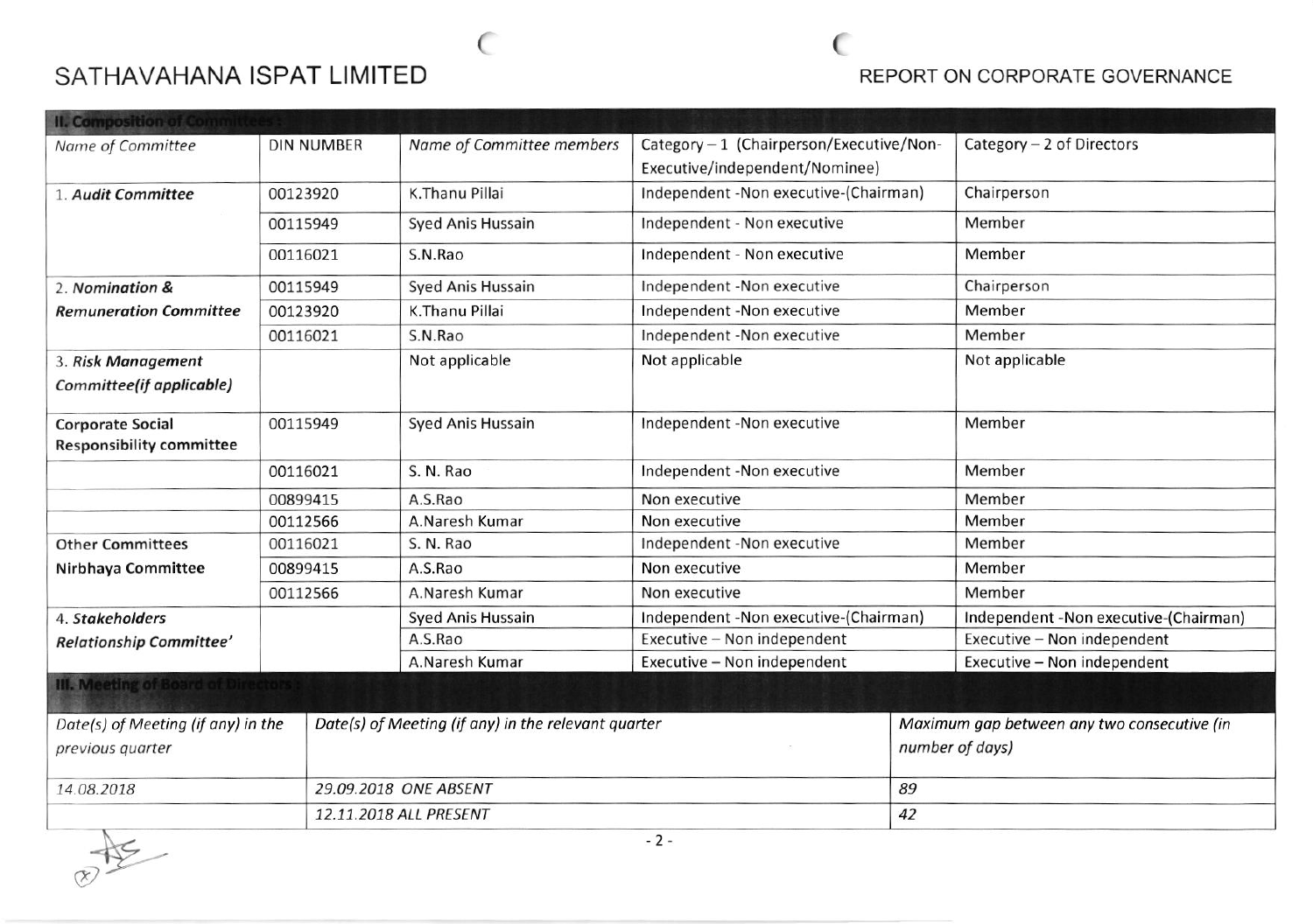## II. Composition of Committees :

| Name of Committee | DIN NUMBER | Name of Committee members | Category – 1 (Chairperson/Executive/Non-Executive/independent/Nominee) | Category – 2 of Directors |
|---|---|---|---|---|
| 1. *Audit Committee* | 00123920 | K.Thanu Pillai | Independent -Non executive-(Chairman) | Chairperson |
| | 00115949 | Syed Anis Hussain | Independent - Non executive | Member |
| | 00116021 | S.N.Rao | Independent - Non executive | Member |
| 2. *Nomination & Remuneration Committee* | 00115949 | Syed Anis Hussain | Independent -Non executive | Chairperson |
| | 00123920 | K.Thanu Pillai | Independent -Non executive | Member |
| | 00116021 | S.N.Rao | Independent -Non executive | Member |
| 3. *Risk Management Committee(if applicable)* | | Not applicable | Not applicable | Not applicable |
| **Corporate Social Responsibility committee** | 00115949 | Syed Anis Hussain | Independent -Non executive | Member |
| | 00116021 | S. N. Rao | Independent -Non executive | Member |
| | 00899415 | A.S.Rao | Non executive | Member |
| | 00112566 | A.Naresh Kumar | Non executive | Member |
| Other Committees Nirbhaya Committee | 00116021 | S. N. Rao | Independent -Non executive | Member |
| | 00899415 | A.S.Rao | Non executive | Member |
| | 00112566 | A.Naresh Kumar | Non executive | Member |
| 4. *Stakeholders Relationship Committee'* | | Syed Anis Hussain | Independent -Non executive-(Chairman) | Independent -Non executive-(Chairman) |
| | | A.S.Rao | Executive – Non independent | Executive – Non independent |
| | | A.Naresh Kumar | Executive – Non independent | Executive – Non independent |

## III. Meeting of Board of Directors :

| *Date(s) of Meeting (if any) in the previous quarter* | *Date(s) of Meeting (if any) in the relevant quarter* | *Maximum gap between any two consecutive (in number of days)* |
|---|---|---|
| *14.08.2018* | *29.09.2018 ONE ABSENT* | *89* |
| | *12.11.2018 ALL PRESENT* | *42* |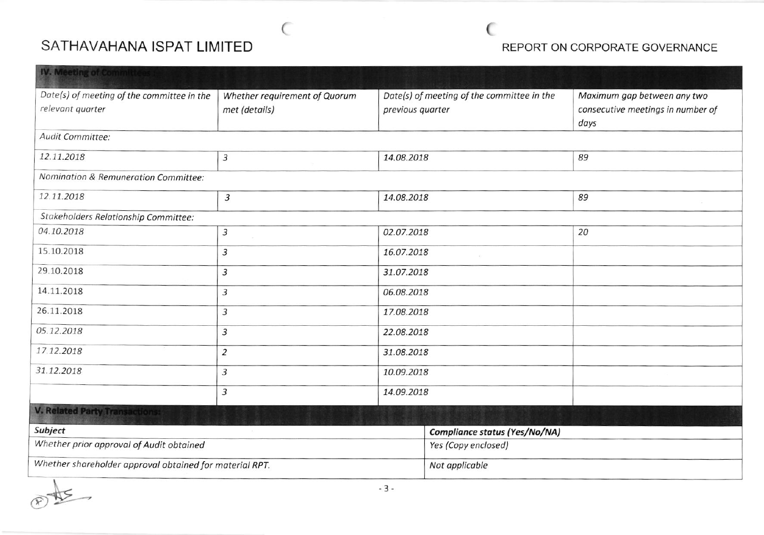## IV. Meeting of Committees :

| Date(s) of meeting of the committee in the relevant quarter | Whether requirement of Quorum met (details) | Date(s) of meeting of the committee in the previous quarter | Maximum gap between any two consecutive meetings in number of days |
|---|---|---|---|
| *Audit Committee:* | | | |
| 12.11.2018 | 3 | 14.08.2018 | 89 |
| *Nomination & Remuneration Committee:* | | | |
| 12.11.2018 | 3 | 14.08.2018 | 89 |
| *Stakeholders Relationship Committee:* | | | |
| 04.10.2018 | 3 | 02.07.2018 | 20 |
| 15.10.2018 | 3 | 16.07.2018 | |
| 29.10.2018 | 3 | 31.07.2018 | |
| 14.11.2018 | 3 | 06.08.2018 | |
| 26.11.2018 | 3 | 17.08.2018 | |
| 05.12.2018 | 3 | 22.08.2018 | |
| 17.12.2018 | 2 | 31.08.2018 | |
| 31.12.2018 | 3 | 10.09.2018 | |
| | 3 | 14.09.2018 | |

## V. Related Party Transactions:

| Subject | Compliance status (Yes/No/NA) |
|---|---|
| Whether prior approval of Audit obtained | Yes (Copy enclosed) |
| Whether shareholder approval obtained for material RPT. | Not applicable |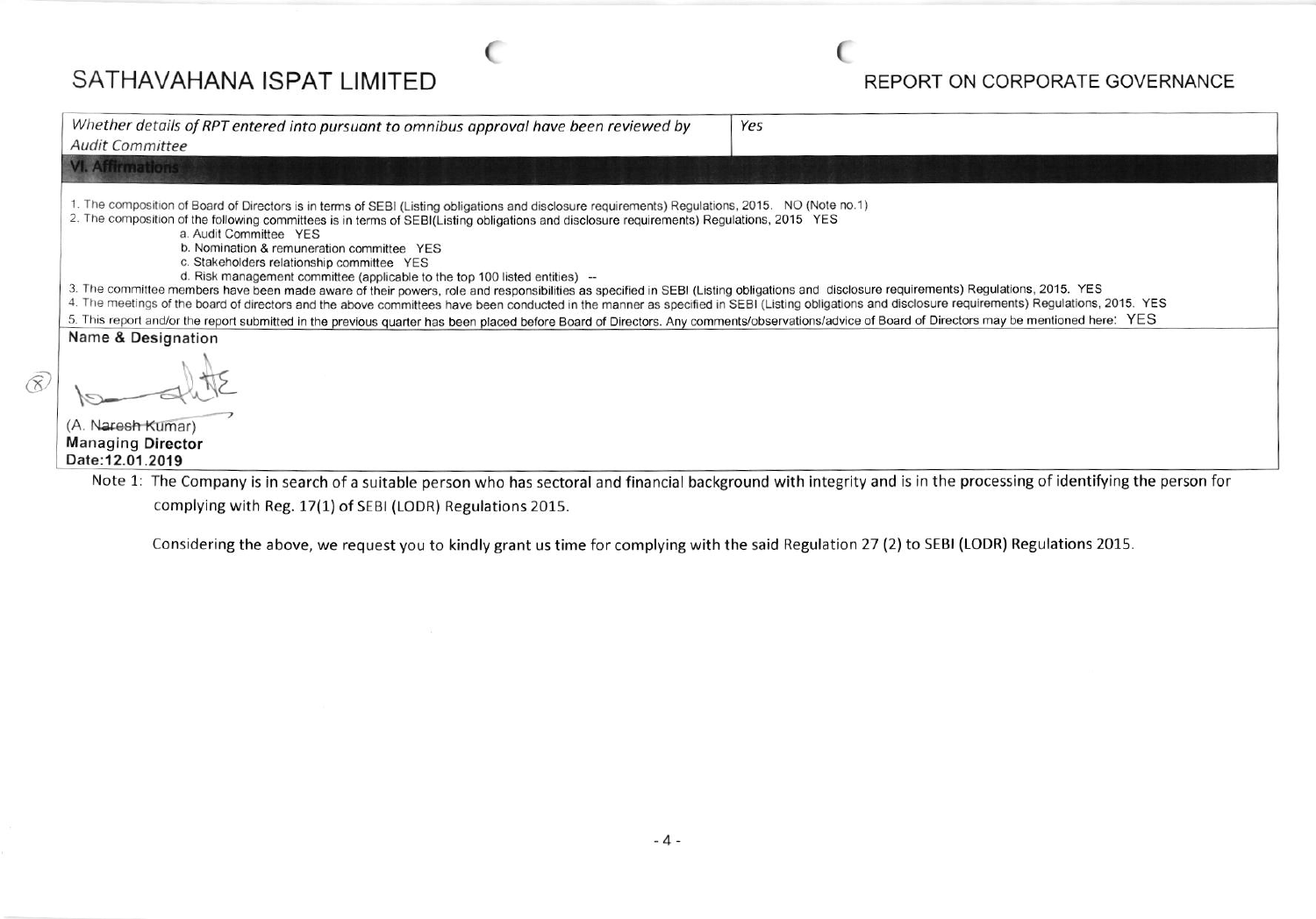| | |
|---|---|
| *Whether details of RPT entered into pursuant to omnibus approval have been reviewed by Audit Committee* | *Yes* |

**VI. Affirmations**

1. The composition of Board of Directors is in terms of SEBI (Listing obligations and disclosure requirements) Regulations, 2015. NO (Note no.1)
2. The composition of the following committees is in terms of SEBI(Listing obligations and disclosure requirements) Regulations, 2015 YES
   a. Audit Committee YES
   b. Nomination & remuneration committee YES
   c. Stakeholders relationship committee YES
   d. Risk management committee (applicable to the top 100 listed entities) --
3. The committee members have been made aware of their powers, role and responsibilities as specified in SEBI (Listing obligations and disclosure requirements) Regulations, 2015. YES
4. The meetings of the board of directors and the above committees have been conducted in the manner as specified in SEBI (Listing obligations and disclosure requirements) Regulations, 2015. YES
5. This report and/or the report submitted in the previous quarter has been placed before Board of Directors. Any comments/observations/advice of Board of Directors may be mentioned here: YES

**Name & Designation**

(A. Naresh Kumar)
**Managing Director**
**Date:12.01.2019**

Note 1: The Company is in search of a suitable person who has sectoral and financial background with integrity and is in the processing of identifying the person for complying with Reg. 17(1) of SEBI (LODR) Regulations 2015.

Considering the above, we request you to kindly grant us time for complying with the said Regulation 27 (2) to SEBI (LODR) Regulations 2015.